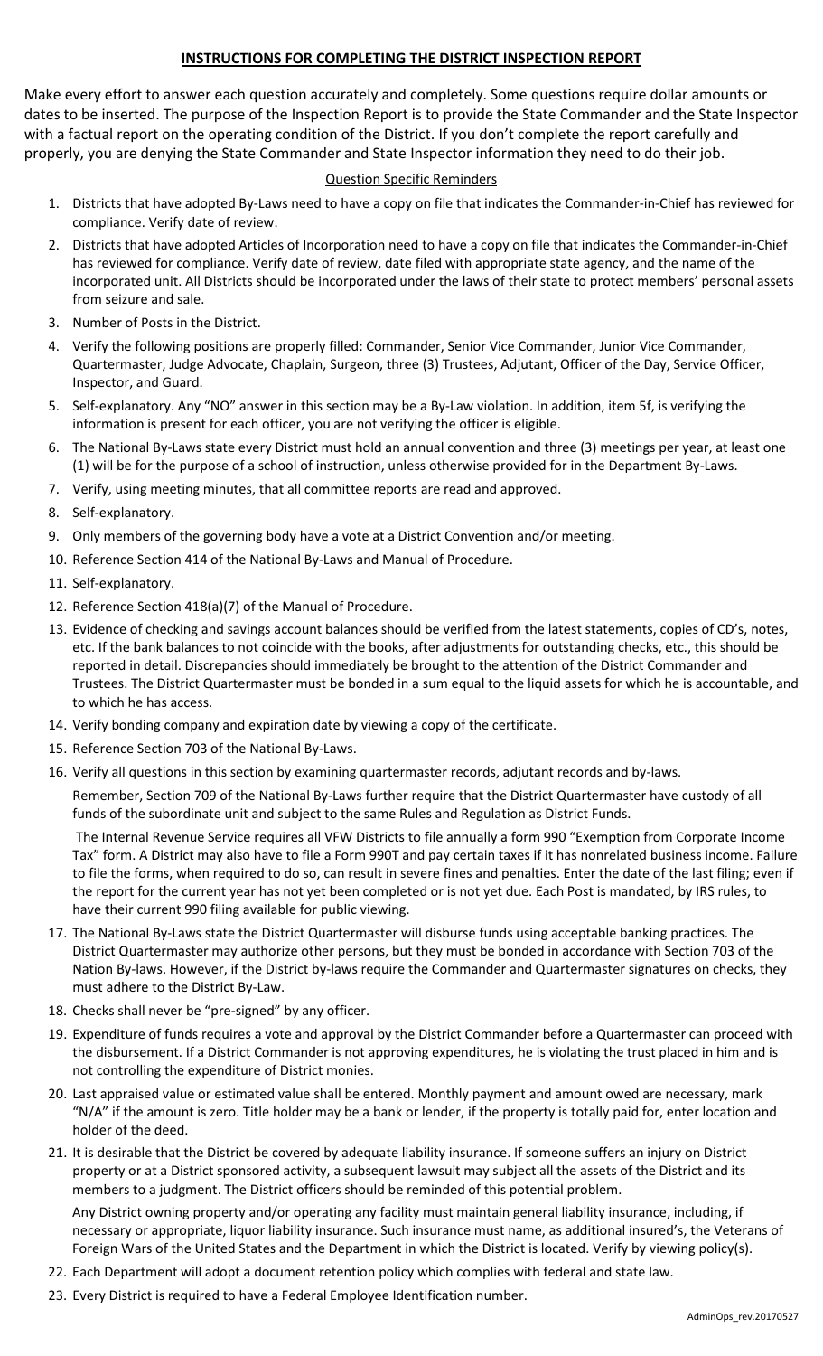# INSTRUCTIONS FOR COMPLETING THE DISTRICT INSPECTION REPORT

Make every effort to answer each question accurately and completely. Some questions require dollar amounts or dates to be inserted. The purpose of the Inspection Report is to provide the State Commander and the State Inspector with a factual report on the operating condition of the District. If you don't complete the report carefully and properly, you are denying the State Commander and State Inspector information they need to do their job.

## Question Specific Reminders

1. Districts that have adopted By-Laws need to have a copy on file that indicates the Commander-in-Chief has reviewed for compliance. Verify date of review.
2. Districts that have adopted Articles of Incorporation need to have a copy on file that indicates the Commander-in-Chief has reviewed for compliance. Verify date of review, date filed with appropriate state agency, and the name of the incorporated unit. All Districts should be incorporated under the laws of their state to protect members' personal assets from seizure and sale.
3. Number of Posts in the District.
4. Verify the following positions are properly filled: Commander, Senior Vice Commander, Junior Vice Commander, Quartermaster, Judge Advocate, Chaplain, Surgeon, three (3) Trustees, Adjutant, Officer of the Day, Service Officer, Inspector, and Guard.
5. Self-explanatory. Any "NO" answer in this section may be a By-Law violation. In addition, item 5f, is verifying the information is present for each officer, you are not verifying the officer is eligible.
6. The National By-Laws state every District must hold an annual convention and three (3) meetings per year, at least one (1) will be for the purpose of a school of instruction, unless otherwise provided for in the Department By-Laws.
7. Verify, using meeting minutes, that all committee reports are read and approved.
8. Self-explanatory.
9. Only members of the governing body have a vote at a District Convention and/or meeting.
10. Reference Section 414 of the National By-Laws and Manual of Procedure.
11. Self-explanatory.
12. Reference Section 418(a)(7) of the Manual of Procedure.
13. Evidence of checking and savings account balances should be verified from the latest statements, copies of CD's, notes, etc. If the bank balances to not coincide with the books, after adjustments for outstanding checks, etc., this should be reported in detail. Discrepancies should immediately be brought to the attention of the District Commander and Trustees. The District Quartermaster must be bonded in a sum equal to the liquid assets for which he is accountable, and to which he has access.
14. Verify bonding company and expiration date by viewing a copy of the certificate.
15. Reference Section 703 of the National By-Laws.
16. Verify all questions in this section by examining quartermaster records, adjutant records and by-laws.

    Remember, Section 709 of the National By-Laws further require that the District Quartermaster have custody of all funds of the subordinate unit and subject to the same Rules and Regulation as District Funds.

    The Internal Revenue Service requires all VFW Districts to file annually a form 990 "Exemption from Corporate Income Tax" form. A District may also have to file a Form 990T and pay certain taxes if it has nonrelated business income. Failure to file the forms, when required to do so, can result in severe fines and penalties. Enter the date of the last filing; even if the report for the current year has not yet been completed or is not yet due. Each Post is mandated, by IRS rules, to have their current 990 filing available for public viewing.
17. The National By-Laws state the District Quartermaster will disburse funds using acceptable banking practices. The District Quartermaster may authorize other persons, but they must be bonded in accordance with Section 703 of the Nation By-laws. However, if the District by-laws require the Commander and Quartermaster signatures on checks, they must adhere to the District By-Law.
18. Checks shall never be "pre-signed" by any officer.
19. Expenditure of funds requires a vote and approval by the District Commander before a Quartermaster can proceed with the disbursement. If a District Commander is not approving expenditures, he is violating the trust placed in him and is not controlling the expenditure of District monies.
20. Last appraised value or estimated value shall be entered. Monthly payment and amount owed are necessary, mark "N/A" if the amount is zero. Title holder may be a bank or lender, if the property is totally paid for, enter location and holder of the deed.
21. It is desirable that the District be covered by adequate liability insurance. If someone suffers an injury on District property or at a District sponsored activity, a subsequent lawsuit may subject all the assets of the District and its members to a judgment. The District officers should be reminded of this potential problem.

    Any District owning property and/or operating any facility must maintain general liability insurance, including, if necessary or appropriate, liquor liability insurance. Such insurance must name, as additional insured's, the Veterans of Foreign Wars of the United States and the Department in which the District is located. Verify by viewing policy(s).
22. Each Department will adopt a document retention policy which complies with federal and state law.
23. Every District is required to have a Federal Employee Identification number.

AdminOps_rev.20170527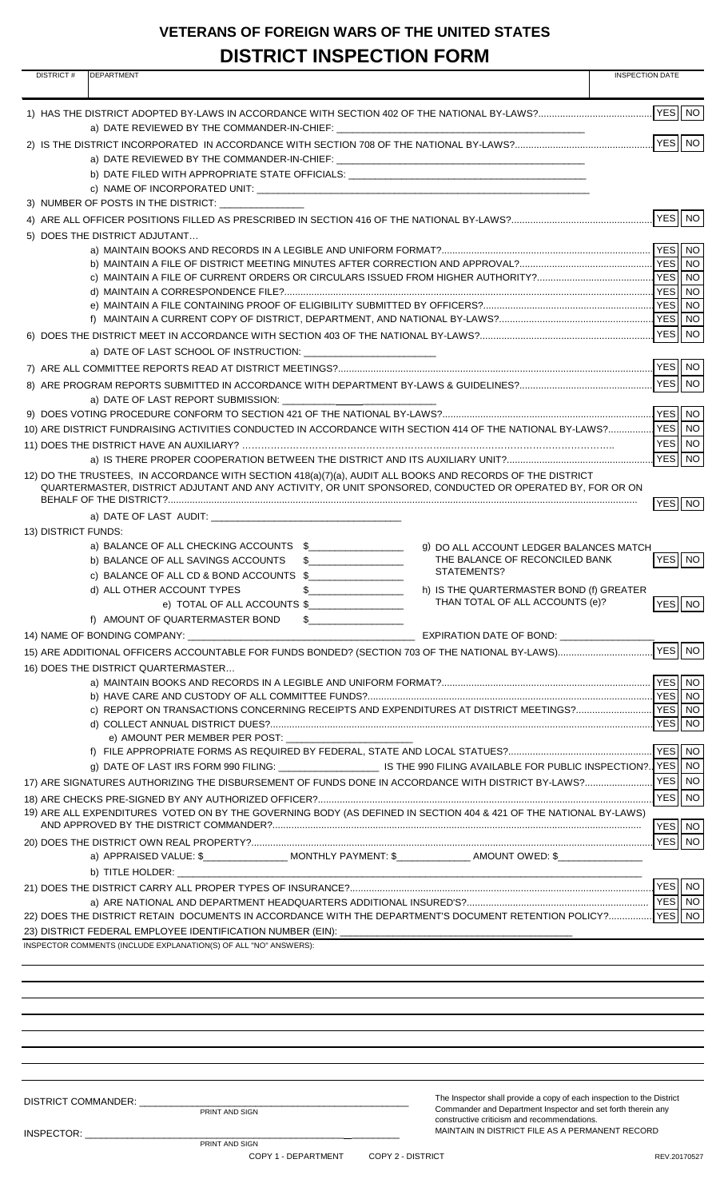# VETERANS OF FOREIGN WARS OF THE UNITED STATES

# DISTRICT INSPECTION FORM

| DISTRICT # | DEPARTMENT | INSPECTION DATE |
|---|---|---|
| | | |

1) HAS THE DISTRICT ADOPTED BY-LAWS IN ACCORDANCE WITH SECTION 402 OF THE NATIONAL BY-LAWS?........................................ YES NO
   a) DATE REVIEWED BY THE COMMANDER-IN-CHIEF: _______________________________________________

2) IS THE DISTRICT INCORPORATED IN ACCORDANCE WITH SECTION 708 OF THE NATIONAL BY-LAWS?................................................ YES NO
   a) DATE REVIEWED BY THE COMMANDER-IN-CHIEF: _______________________________________________
   b) DATE FILED WITH APPROPRIATE STATE OFFICIALS: _______________________________________________
   c) NAME OF INCORPORATED UNIT: _______________________________________________

3) NUMBER OF POSTS IN THE DISTRICT: _______________

4) ARE ALL OFFICER POSITIONS FILLED AS PRESCRIBED IN SECTION 416 OF THE NATIONAL BY-LAWS?.................................................. YES NO

5) DOES THE DISTRICT ADJUTANT…
   a) MAINTAIN BOOKS AND RECORDS IN A LEGIBLE AND UNIFORM FORMAT?.................................................. YES NO
   b) MAINTAIN A FILE OF DISTRICT MEETING MINUTES AFTER CORRECTION AND APPROVAL?.................................................. YES NO
   c) MAINTAIN A FILE OF CURRENT ORDERS OR CIRCULARS ISSUED FROM HIGHER AUTHORITY?.................................................. YES NO
   d) MAINTAIN A CORRESPONDENCE FILE?.................................................. YES NO
   e) MAINTAIN A FILE CONTAINING PROOF OF ELIGIBILITY SUBMITTED BY OFFICERS?.................................................. YES NO
   f) MAINTAIN A CURRENT COPY OF DISTRICT, DEPARTMENT, AND NATIONAL BY-LAWS?.................................................. YES NO

6) DOES THE DISTRICT MEET IN ACCORDANCE WITH SECTION 403 OF THE NATIONAL BY-LAWS?.................................................. YES NO
   a) DATE OF LAST SCHOOL OF INSTRUCTION: _________________________

7) ARE ALL COMMITTEE REPORTS READ AT DISTRICT MEETINGS?.................................................. YES NO

8) ARE PROGRAM REPORTS SUBMITTED IN ACCORDANCE WITH DEPARTMENT BY-LAWS & GUIDELINES?.................................................. YES NO
   a) DATE OF LAST REPORT SUBMISSION: _________________________

9) DOES VOTING PROCEDURE CONFORM TO SECTION 421 OF THE NATIONAL BY-LAWS?.................................................. YES NO

10) ARE DISTRICT FUNDRAISING ACTIVITIES CONDUCTED IN ACCORDANCE WITH SECTION 414 OF THE NATIONAL BY-LAWS?.................. YES NO

11) DOES THE DISTRICT HAVE AN AUXILIARY?.................................................. YES NO
   a) IS THERE PROPER COOPERATION BETWEEN THE DISTRICT AND ITS AUXILIARY UNIT?.................................................. YES NO

12) DO THE TRUSTEES, IN ACCORDANCE WITH SECTION 418(a)(7)(a), AUDIT ALL BOOKS AND RECORDS OF THE DISTRICT QUARTERMASTER, DISTRICT ADJUTANT AND ANY ACTIVITY, OR UNIT SPONSORED, CONDUCTED OR OPERATED BY, FOR OR ON BEHALF OF THE DISTRICT?.................................................. YES NO
   a) DATE OF LAST AUDIT: _________________________

13) DISTRICT FUNDS:
   a) BALANCE OF ALL CHECKING ACCOUNTS $_______________
   b) BALANCE OF ALL SAVINGS ACCOUNTS $_______________
   c) BALANCE OF ALL CD & BOND ACCOUNTS $_______________
   d) ALL OTHER ACCOUNT TYPES $_______________
   e) TOTAL OF ALL ACCOUNTS $_______________
   f) AMOUNT OF QUARTERMASTER BOND $_______________
   g) DO ALL ACCOUNT LEDGER BALANCES MATCH THE BALANCE OF RECONCILED BANK STATEMENTS? YES NO
   h) IS THE QUARTERMASTER BOND (f) GREATER THAN TOTAL OF ALL ACCOUNTS (e)? YES NO

14) NAME OF BONDING COMPANY: _______________________________ EXPIRATION DATE OF BOND: _______________

15) ARE ADDITIONAL OFFICERS ACCOUNTABLE FOR FUNDS BONDED? (SECTION 703 OF THE NATIONAL BY-LAWS).................................................. YES NO

16) DOES THE DISTRICT QUARTERMASTER…
   a) MAINTAIN BOOKS AND RECORDS IN A LEGIBLE AND UNIFORM FORMAT?.................................................. YES NO
   b) HAVE CARE AND CUSTODY OF ALL COMMITTEE FUNDS?.................................................. YES NO
   c) REPORT ON TRANSACTIONS CONCERNING RECEIPTS AND EXPENDITURES AT DISTRICT MEETINGS?.................................................. YES NO
   d) COLLECT ANNUAL DISTRICT DUES?.................................................. YES NO
   e) AMOUNT PER MEMBER PER POST: _________________________
   f) FILE APPROPRIATE FORMS AS REQUIRED BY FEDERAL, STATE AND LOCAL STATUES?.................................................. YES NO
   g) DATE OF LAST IRS FORM 990 FILING: _______________ IS THE 990 FILING AVAILABLE FOR PUBLIC INSPECTION?.. YES NO

17) ARE SIGNATURES AUTHORIZING THE DISBURSEMENT OF FUNDS DONE IN ACCORDANCE WITH DISTRICT BY-LAWS?.................................................. YES NO

18) ARE CHECKS PRE-SIGNED BY ANY AUTHORIZED OFFICER?.................................................. YES NO

19) ARE ALL EXPENDITURES VOTED ON BY THE GOVERNING BODY (AS DEFINED IN SECTION 404 & 421 OF THE NATIONAL BY-LAWS) AND APPROVED BY THE DISTRICT COMMANDER?.................................................. YES NO

20) DOES THE DISTRICT OWN REAL PROPERTY?.................................................. YES NO
   a) APPRAISED VALUE: $_______________ MONTHLY PAYMENT: $_______________ AMOUNT OWED: $_______________
   b) TITLE HOLDER: _______________________________________________

21) DOES THE DISTRICT CARRY ALL PROPER TYPES OF INSURANCE?.................................................. YES NO
   a) ARE NATIONAL AND DEPARTMENT HEADQUARTERS ADDITIONAL INSURED'S?.................................................. YES NO

22) DOES THE DISTRICT RETAIN DOCUMENTS IN ACCORDANCE WITH THE DEPARTMENT'S DOCUMENT RETENTION POLICY?................ YES NO

23) DISTRICT FEDERAL EMPLOYEE IDENTIFICATION NUMBER (EIN): _______________________________________________

INSPECTOR COMMENTS (INCLUDE EXPLANATION(S) OF ALL "NO" ANSWERS):

DISTRICT COMMANDER: _______________________________________________
PRINT AND SIGN

INSPECTOR: _______________________________________________
PRINT AND SIGN

The Inspector shall provide a copy of each inspection to the District Commander and Department Inspector and set forth therein any constructive criticism and recommendations.
MAINTAIN IN DISTRICT FILE AS A PERMANENT RECORD

COPY 1 - DEPARTMENT COPY 2 - DISTRICT

REV.20170527